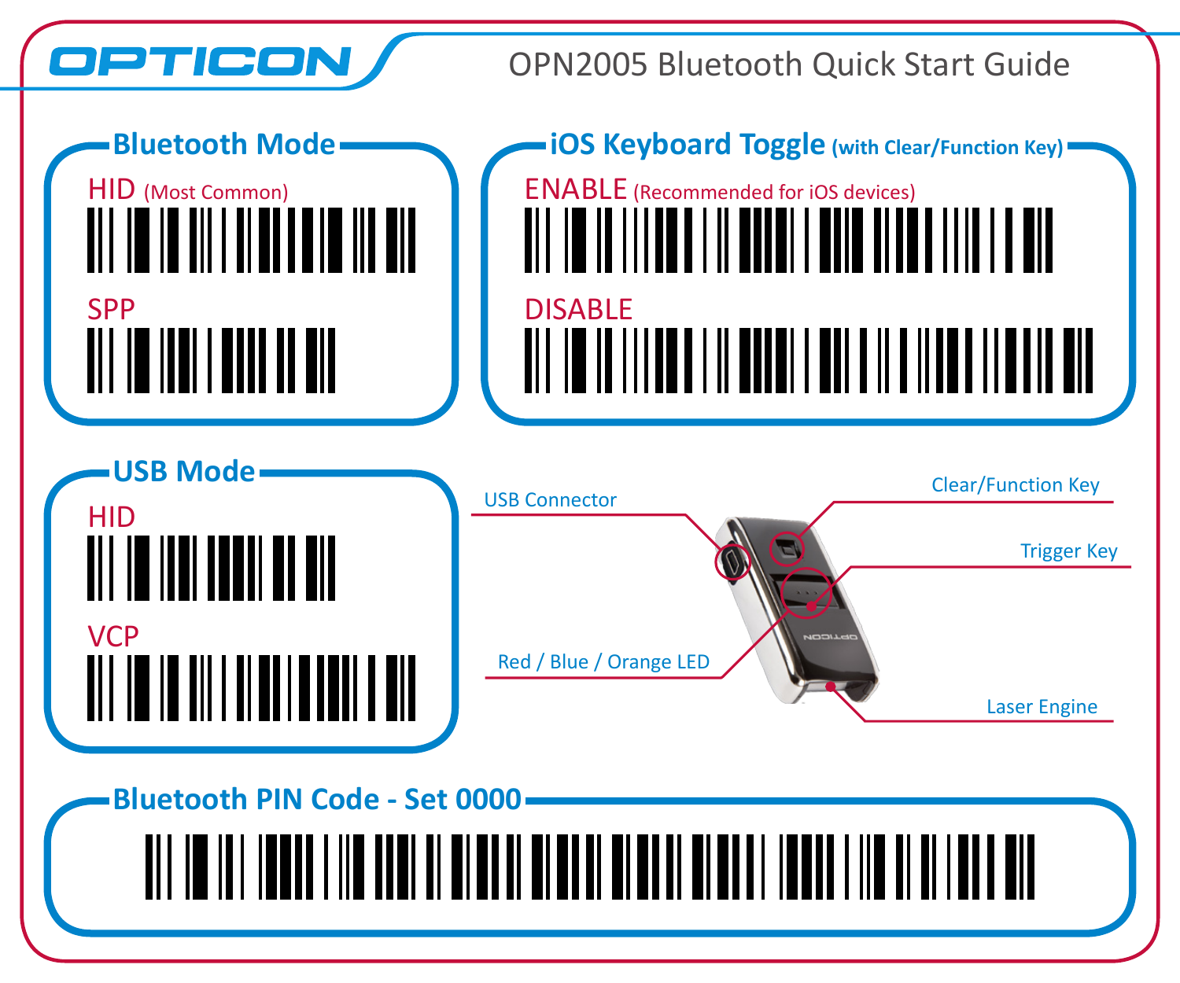OPTICON

# OPN2005 Bluetooth Quick Start Guide

## Bluetooth Mode

HID (Most Common)

SPP

## iOS Keyboard Toggle (with Clear/Function Key)

ENABLE (Recommended for iOS devices)

DISABLE

## USB Mode

HID

VCP

USB Connector

Clear/Function Key

Trigger Key

Red / Blue / Orange LED

Laser Engine

## Bluetooth PIN Code - Set 0000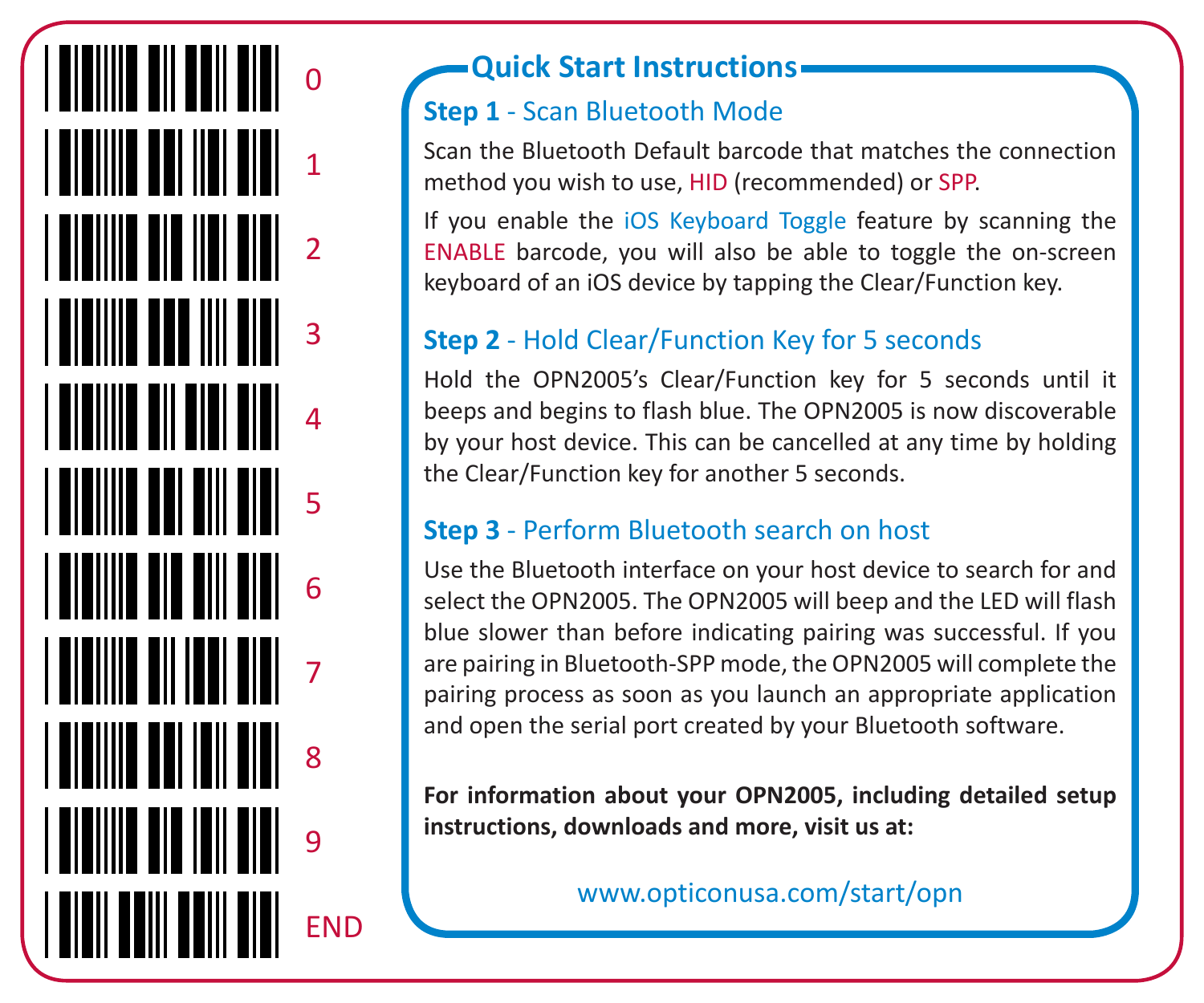0

1

2

3

4

5

6

7

8

9

END

## Quick Start Instructions

### Step 1 - Scan Bluetooth Mode

Scan the Bluetooth Default barcode that matches the connection method you wish to use, HID (recommended) or SPP.

If you enable the iOS Keyboard Toggle feature by scanning the ENABLE barcode, you will also be able to toggle the on-screen keyboard of an iOS device by tapping the Clear/Function key.

### Step 2 - Hold Clear/Function Key for 5 seconds

Hold the OPN2005's Clear/Function key for 5 seconds until it beeps and begins to flash blue. The OPN2005 is now discoverable by your host device. This can be cancelled at any time by holding the Clear/Function key for another 5 seconds.

### Step 3 - Perform Bluetooth search on host

Use the Bluetooth interface on your host device to search for and select the OPN2005. The OPN2005 will beep and the LED will flash blue slower than before indicating pairing was successful. If you are pairing in Bluetooth-SPP mode, the OPN2005 will complete the pairing process as soon as you launch an appropriate application and open the serial port created by your Bluetooth software.

**For information about your OPN2005, including detailed setup instructions, downloads and more, visit us at:**

www.opticonusa.com/start/opn